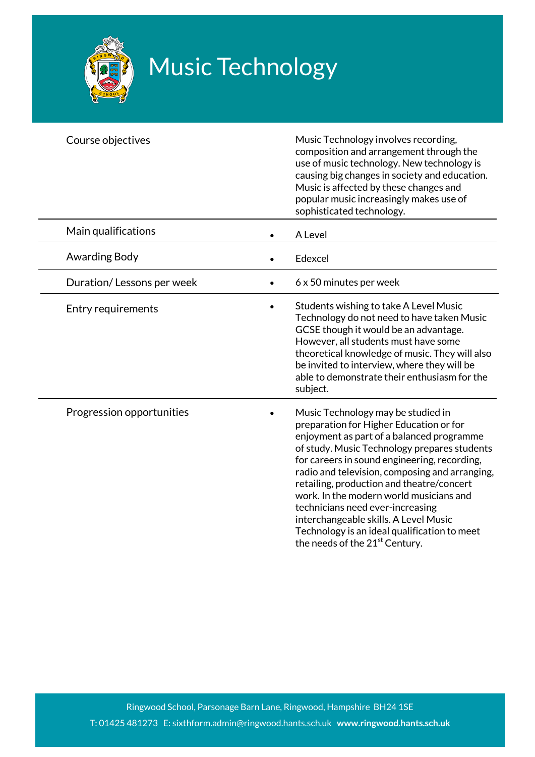# Music Technology

| | |
|---|---|
| Course objectives | Music Technology involves recording, composition and arrangement through the use of music technology. New technology is causing big changes in society and education. Music is affected by these changes and popular music increasingly makes use of sophisticated technology. |
| Main qualifications | • A Level |
| Awarding Body | • Edexcel |
| Duration/ Lessons per week | • 6 x 50 minutes per week |
| Entry requirements | • Students wishing to take A Level Music Technology do not need to have taken Music GCSE though it would be an advantage. However, all students must have some theoretical knowledge of music. They will also be invited to interview, where they will be able to demonstrate their enthusiasm for the subject. |
| Progression opportunities | • Music Technology may be studied in preparation for Higher Education or for enjoyment as part of a balanced programme of study. Music Technology prepares students for careers in sound engineering, recording, radio and television, composing and arranging, retailing, production and theatre/concert work. In the modern world musicians and technicians need ever-increasing interchangeable skills. A Level Music Technology is an ideal qualification to meet the needs of the 21st Century. |

Ringwood School, Parsonage Barn Lane, Ringwood, Hampshire BH24 1SE

T: 01425 481273 E: sixthform.admin@ringwood.hants.sch.uk **www.ringwood.hants.sch.uk**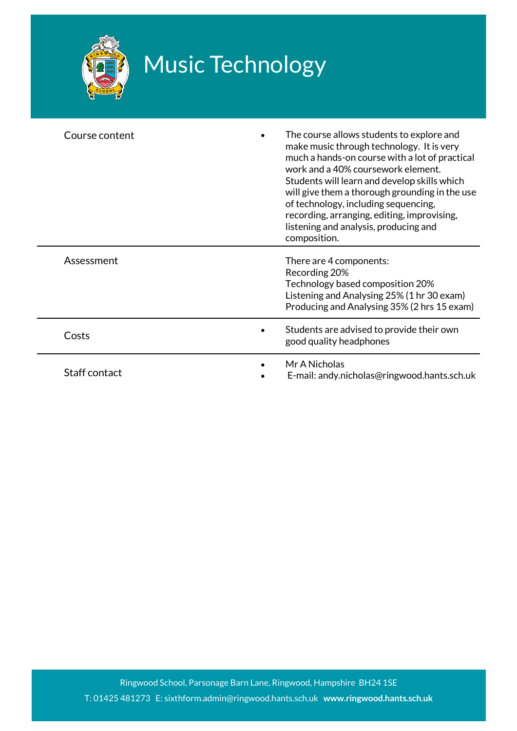# Music Technology

| | |
|---|---|
| Course content | • The course allows students to explore and make music through technology. It is very much a hands-on course with a lot of practical work and a 40% coursework element. Students will learn and develop skills which will give them a thorough grounding in the use of technology, including sequencing, recording, arranging, editing, improvising, listening and analysis, producing and composition. |
| Assessment | There are 4 components:<br>Recording 20%<br>Technology based composition 20%<br>Listening and Analysing 25% (1 hr 30 exam)<br>Producing and Analysing 35% (2 hrs 15 exam) |
| Costs | • Students are advised to provide their own good quality headphones |
| Staff contact | • Mr A Nicholas<br>• E-mail: andy.nicholas@ringwood.hants.sch.uk |

Ringwood School, Parsonage Barn Lane, Ringwood, Hampshire BH24 1SE

T: 01425 481273 E: sixthform.admin@ringwood.hants.sch.uk **www.ringwood.hants.sch.uk**